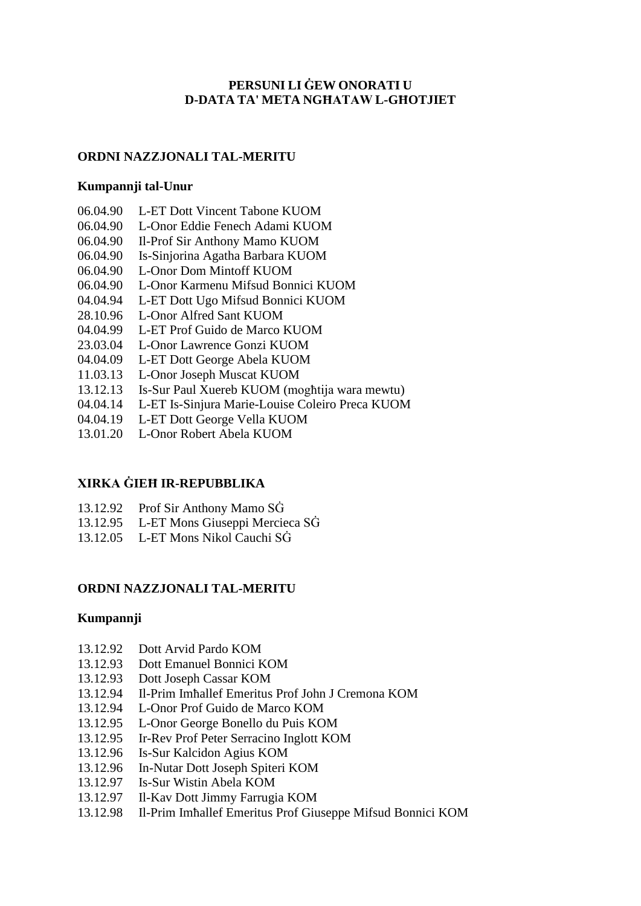# PERSUNI LI ĠEW ONORATI U D-DATA TA' META NGĦATAW L-GĦOTJIET

## ORDNI NAZZJONALI TAL-MERITU

### Kumpannji tal-Unur

06.04.90 L-ET Dott Vincent Tabone KUOM
06.04.90 L-Onor Eddie Fenech Adami KUOM
06.04.90 Il-Prof Sir Anthony Mamo KUOM
06.04.90 Is-Sinjorina Agatha Barbara KUOM
06.04.90 L-Onor Dom Mintoff KUOM
06.04.90 L-Onor Karmenu Mifsud Bonnici KUOM
04.04.94 L-ET Dott Ugo Mifsud Bonnici KUOM
28.10.96 L-Onor Alfred Sant KUOM
04.04.99 L-ET Prof Guido de Marco KUOM
23.03.04 L-Onor Lawrence Gonzi KUOM
04.04.09 L-ET Dott George Abela KUOM
11.03.13 L-Onor Joseph Muscat KUOM
13.12.13 Is-Sur Paul Xuereb KUOM (mogħtija wara mewtu)
04.04.14 L-ET Is-Sinjura Marie-Louise Coleiro Preca KUOM
04.04.19 L-ET Dott George Vella KUOM
13.01.20 L-Onor Robert Abela KUOM

## XIRKA ĠIEĦ IR-REPUBBLIKA

13.12.92 Prof Sir Anthony Mamo SĠ
13.12.95 L-ET Mons Giuseppi Mercieca SĠ
13.12.05 L-ET Mons Nikol Cauchi SĠ

## ORDNI NAZZJONALI TAL-MERITU

### Kumpannji

13.12.92 Dott Arvid Pardo KOM
13.12.93 Dott Emanuel Bonnici KOM
13.12.93 Dott Joseph Cassar KOM
13.12.94 Il-Prim Imħallef Emeritus Prof John J Cremona KOM
13.12.94 L-Onor Prof Guido de Marco KOM
13.12.95 L-Onor George Bonello du Puis KOM
13.12.95 Ir-Rev Prof Peter Serracino Inglott KOM
13.12.96 Is-Sur Kalcidon Agius KOM
13.12.96 In-Nutar Dott Joseph Spiteri KOM
13.12.97 Is-Sur Wistin Abela KOM
13.12.97 Il-Kav Dott Jimmy Farrugia KOM
13.12.98 Il-Prim Imħallef Emeritus Prof Giuseppe Mifsud Bonnici KOM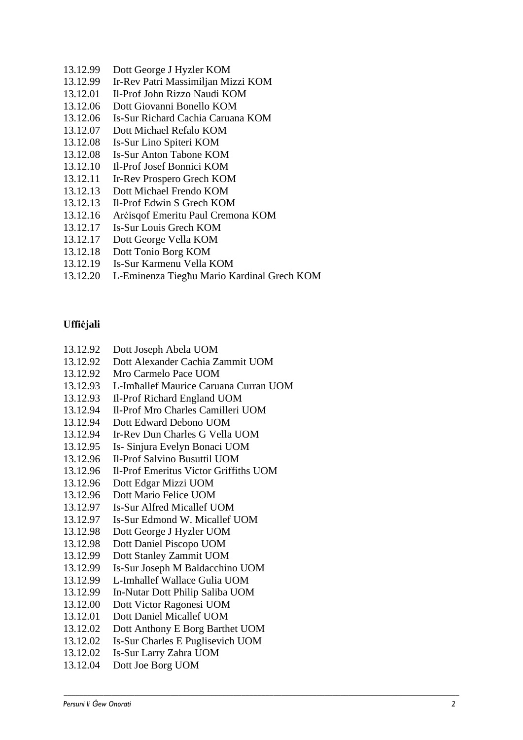13.12.99 Dott George J Hyzler KOM
13.12.99 Ir-Rev Patri Massimiljan Mizzi KOM
13.12.01 Il-Prof John Rizzo Naudi KOM
13.12.06 Dott Giovanni Bonello KOM
13.12.06 Is-Sur Richard Cachia Caruana KOM
13.12.07 Dott Michael Refalo KOM
13.12.08 Is-Sur Lino Spiteri KOM
13.12.08 Is-Sur Anton Tabone KOM
13.12.10 Il-Prof Josef Bonnici KOM
13.12.11 Ir-Rev Prospero Grech KOM
13.12.13 Dott Michael Frendo KOM
13.12.13 Il-Prof Edwin S Grech KOM
13.12.16 Arċisqof Emeritu Paul Cremona KOM
13.12.17 Is-Sur Louis Grech KOM
13.12.17 Dott George Vella KOM
13.12.18 Dott Tonio Borg KOM
13.12.19 Is-Sur Karmenu Vella KOM
13.12.20 L-Eminenza Tiegħu Mario Kardinal Grech KOM

**Uffiċjali**

13.12.92 Dott Joseph Abela UOM
13.12.92 Dott Alexander Cachia Zammit UOM
13.12.92 Mro Carmelo Pace UOM
13.12.93 L-Imħallef Maurice Caruana Curran UOM
13.12.93 Il-Prof Richard England UOM
13.12.94 Il-Prof Mro Charles Camilleri UOM
13.12.94 Dott Edward Debono UOM
13.12.94 Ir-Rev Dun Charles G Vella UOM
13.12.95 Is- Sinjura Evelyn Bonaci UOM
13.12.96 Il-Prof Salvino Busuttil UOM
13.12.96 Il-Prof Emeritus Victor Griffiths UOM
13.12.96 Dott Edgar Mizzi UOM
13.12.96 Dott Mario Felice UOM
13.12.97 Is-Sur Alfred Micallef UOM
13.12.97 Is-Sur Edmond W. Micallef UOM
13.12.98 Dott George J Hyzler UOM
13.12.98 Dott Daniel Piscopo UOM
13.12.99 Dott Stanley Zammit UOM
13.12.99 Is-Sur Joseph M Baldacchino UOM
13.12.99 L-Imħallef Wallace Gulia UOM
13.12.99 In-Nutar Dott Philip Saliba UOM
13.12.00 Dott Victor Ragonesi UOM
13.12.01 Dott Daniel Micallef UOM
13.12.02 Dott Anthony E Borg Barthet UOM
13.12.02 Is-Sur Charles E Puglisevich UOM
13.12.02 Is-Sur Larry Zahra UOM
13.12.04 Dott Joe Borg UOM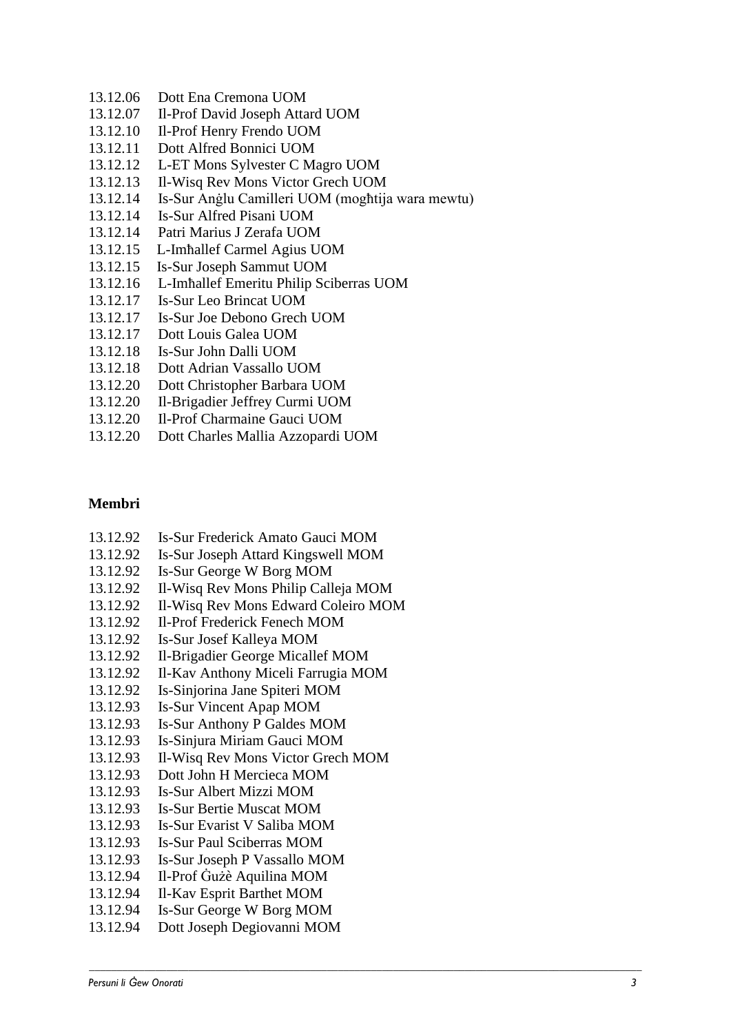13.12.06 Dott Ena Cremona UOM
13.12.07 Il-Prof David Joseph Attard UOM
13.12.10 Il-Prof Henry Frendo UOM
13.12.11 Dott Alfred Bonnici UOM
13.12.12 L-ET Mons Sylvester C Magro UOM
13.12.13 Il-Wisq Rev Mons Victor Grech UOM
13.12.14 Is-Sur Anġlu Camilleri UOM (mogħtija wara mewtu)
13.12.14 Is-Sur Alfred Pisani UOM
13.12.14 Patri Marius J Zerafa UOM
13.12.15 L-Imħallef Carmel Agius UOM
13.12.15 Is-Sur Joseph Sammut UOM
13.12.16 L-Imħallef Emeritu Philip Sciberras UOM
13.12.17 Is-Sur Leo Brincat UOM
13.12.17 Is-Sur Joe Debono Grech UOM
13.12.17 Dott Louis Galea UOM
13.12.18 Is-Sur John Dalli UOM
13.12.18 Dott Adrian Vassallo UOM
13.12.20 Dott Christopher Barbara UOM
13.12.20 Il-Brigadier Jeffrey Curmi UOM
13.12.20 Il-Prof Charmaine Gauci UOM
13.12.20 Dott Charles Mallia Azzopardi UOM

**Membri**

13.12.92 Is-Sur Frederick Amato Gauci MOM
13.12.92 Is-Sur Joseph Attard Kingswell MOM
13.12.92 Is-Sur George W Borg MOM
13.12.92 Il-Wisq Rev Mons Philip Calleja MOM
13.12.92 Il-Wisq Rev Mons Edward Coleiro MOM
13.12.92 Il-Prof Frederick Fenech MOM
13.12.92 Is-Sur Josef Kalleya MOM
13.12.92 Il-Brigadier George Micallef MOM
13.12.92 Il-Kav Anthony Miceli Farrugia MOM
13.12.92 Is-Sinjorina Jane Spiteri MOM
13.12.93 Is-Sur Vincent Apap MOM
13.12.93 Is-Sur Anthony P Galdes MOM
13.12.93 Is-Sinjura Miriam Gauci MOM
13.12.93 Il-Wisq Rev Mons Victor Grech MOM
13.12.93 Dott John H Mercieca MOM
13.12.93 Is-Sur Albert Mizzi MOM
13.12.93 Is-Sur Bertie Muscat MOM
13.12.93 Is-Sur Evarist V Saliba MOM
13.12.93 Is-Sur Paul Sciberras MOM
13.12.93 Is-Sur Joseph P Vassallo MOM
13.12.94 Il-Prof Ġużè Aquilina MOM
13.12.94 Il-Kav Esprit Barthet MOM
13.12.94 Is-Sur George W Borg MOM
13.12.94 Dott Joseph Degiovanni MOM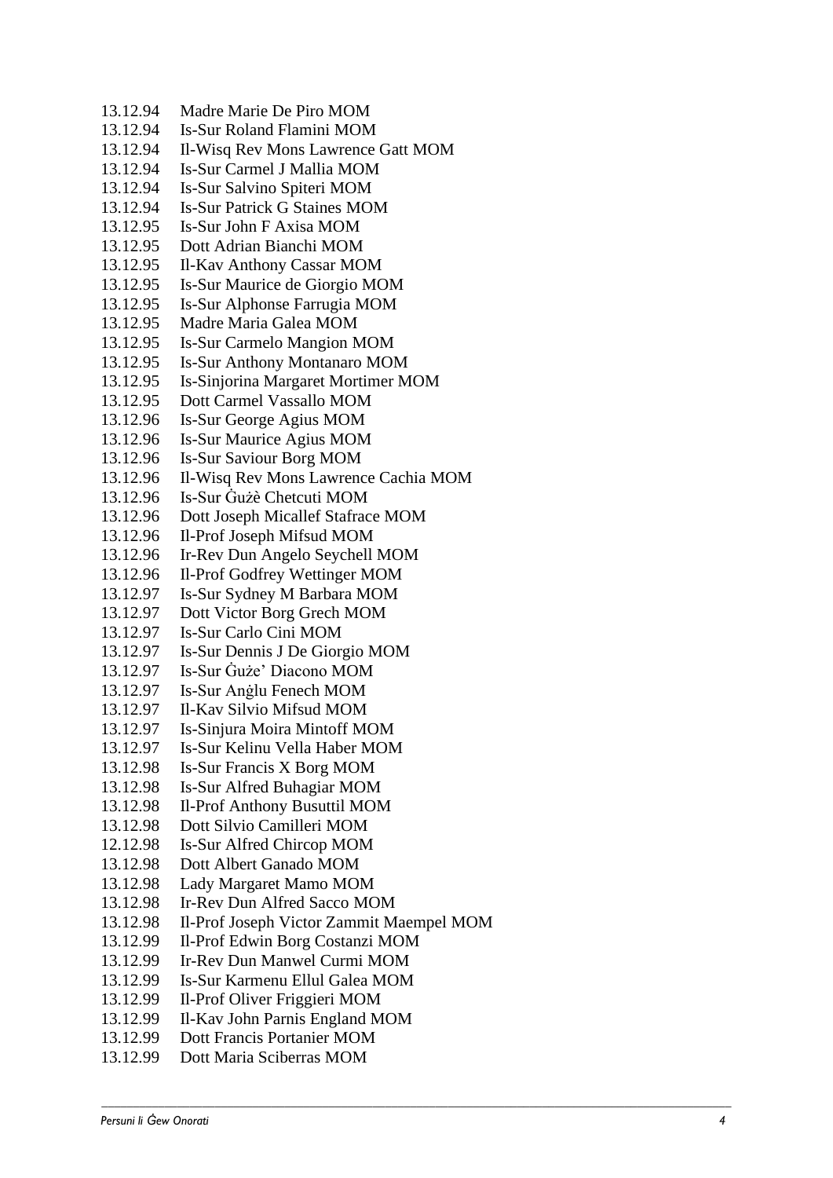13.12.94 Madre Marie De Piro MOM
13.12.94 Is-Sur Roland Flamini MOM
13.12.94 Il-Wisq Rev Mons Lawrence Gatt MOM
13.12.94 Is-Sur Carmel J Mallia MOM
13.12.94 Is-Sur Salvino Spiteri MOM
13.12.94 Is-Sur Patrick G Staines MOM
13.12.95 Is-Sur John F Axisa MOM
13.12.95 Dott Adrian Bianchi MOM
13.12.95 Il-Kav Anthony Cassar MOM
13.12.95 Is-Sur Maurice de Giorgio MOM
13.12.95 Is-Sur Alphonse Farrugia MOM
13.12.95 Madre Maria Galea MOM
13.12.95 Is-Sur Carmelo Mangion MOM
13.12.95 Is-Sur Anthony Montanaro MOM
13.12.95 Is-Sinjorina Margaret Mortimer MOM
13.12.95 Dott Carmel Vassallo MOM
13.12.96 Is-Sur George Agius MOM
13.12.96 Is-Sur Maurice Agius MOM
13.12.96 Is-Sur Saviour Borg MOM
13.12.96 Il-Wisq Rev Mons Lawrence Cachia MOM
13.12.96 Is-Sur Ġużè Chetcuti MOM
13.12.96 Dott Joseph Micallef Stafrace MOM
13.12.96 Il-Prof Joseph Mifsud MOM
13.12.96 Ir-Rev Dun Angelo Seychell MOM
13.12.96 Il-Prof Godfrey Wettinger MOM
13.12.97 Is-Sur Sydney M Barbara MOM
13.12.97 Dott Victor Borg Grech MOM
13.12.97 Is-Sur Carlo Cini MOM
13.12.97 Is-Sur Dennis J De Giorgio MOM
13.12.97 Is-Sur Ġuże' Diacono MOM
13.12.97 Is-Sur Anġlu Fenech MOM
13.12.97 Il-Kav Silvio Mifsud MOM
13.12.97 Is-Sinjura Moira Mintoff MOM
13.12.97 Is-Sur Kelinu Vella Haber MOM
13.12.98 Is-Sur Francis X Borg MOM
13.12.98 Is-Sur Alfred Buhagiar MOM
13.12.98 Il-Prof Anthony Busuttil MOM
13.12.98 Dott Silvio Camilleri MOM
12.12.98 Is-Sur Alfred Chircop MOM
13.12.98 Dott Albert Ganado MOM
13.12.98 Lady Margaret Mamo MOM
13.12.98 Ir-Rev Dun Alfred Sacco MOM
13.12.98 Il-Prof Joseph Victor Zammit Maempel MOM
13.12.99 Il-Prof Edwin Borg Costanzi MOM
13.12.99 Ir-Rev Dun Manwel Curmi MOM
13.12.99 Is-Sur Karmenu Ellul Galea MOM
13.12.99 Il-Prof Oliver Friggieri MOM
13.12.99 Il-Kav John Parnis England MOM
13.12.99 Dott Francis Portanier MOM
13.12.99 Dott Maria Sciberras MOM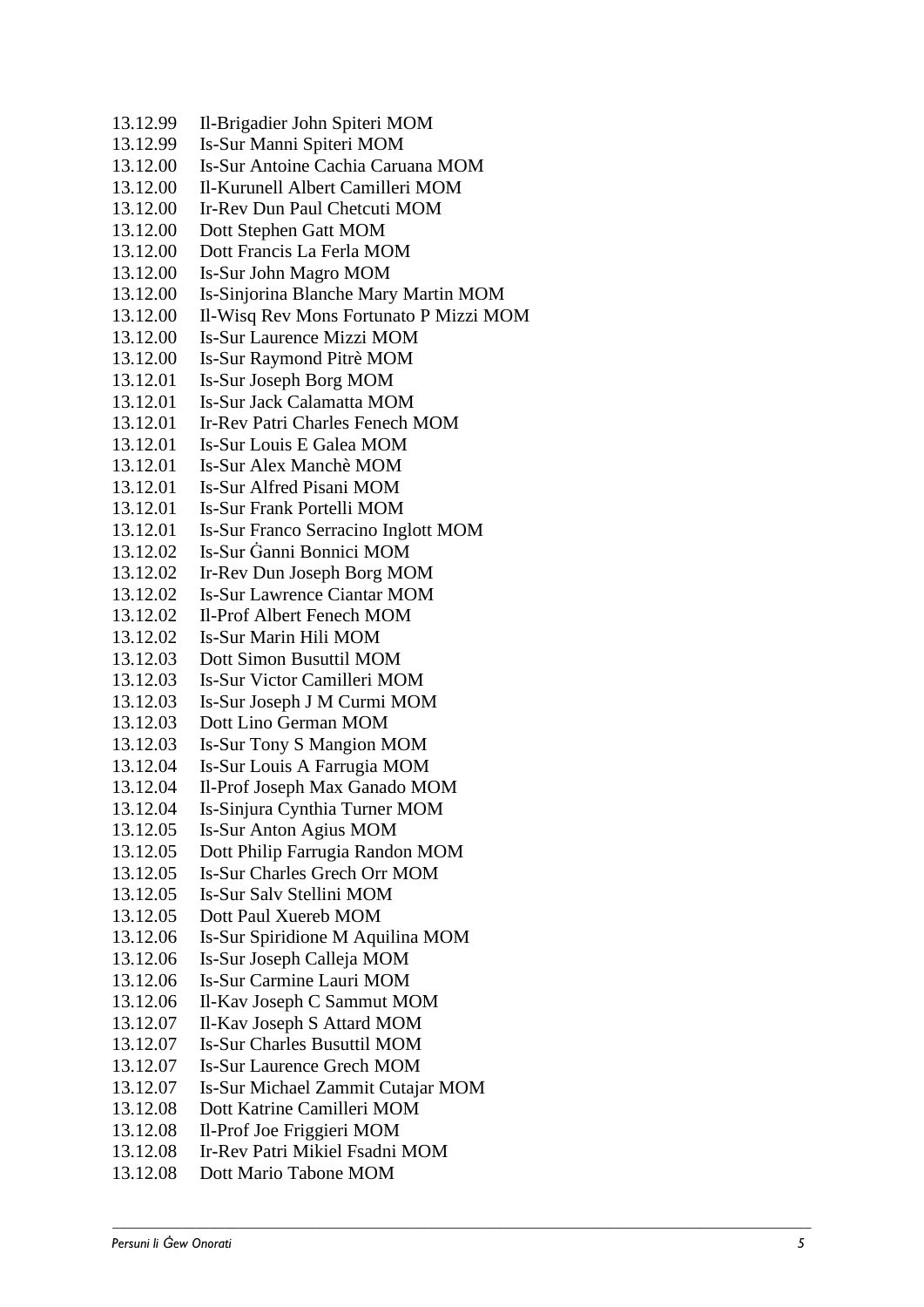13.12.99 Il-Brigadier John Spiteri MOM
13.12.99 Is-Sur Manni Spiteri MOM
13.12.00 Is-Sur Antoine Cachia Caruana MOM
13.12.00 Il-Kurunell Albert Camilleri MOM
13.12.00 Ir-Rev Dun Paul Chetcuti MOM
13.12.00 Dott Stephen Gatt MOM
13.12.00 Dott Francis La Ferla MOM
13.12.00 Is-Sur John Magro MOM
13.12.00 Is-Sinjorina Blanche Mary Martin MOM
13.12.00 Il-Wisq Rev Mons Fortunato P Mizzi MOM
13.12.00 Is-Sur Laurence Mizzi MOM
13.12.00 Is-Sur Raymond Pitrè MOM
13.12.01 Is-Sur Joseph Borg MOM
13.12.01 Is-Sur Jack Calamatta MOM
13.12.01 Ir-Rev Patri Charles Fenech MOM
13.12.01 Is-Sur Louis E Galea MOM
13.12.01 Is-Sur Alex Manchè MOM
13.12.01 Is-Sur Alfred Pisani MOM
13.12.01 Is-Sur Frank Portelli MOM
13.12.01 Is-Sur Franco Serracino Inglott MOM
13.12.02 Is-Sur Ġanni Bonnici MOM
13.12.02 Ir-Rev Dun Joseph Borg MOM
13.12.02 Is-Sur Lawrence Ciantar MOM
13.12.02 Il-Prof Albert Fenech MOM
13.12.02 Is-Sur Marin Hili MOM
13.12.03 Dott Simon Busuttil MOM
13.12.03 Is-Sur Victor Camilleri MOM
13.12.03 Is-Sur Joseph J M Curmi MOM
13.12.03 Dott Lino German MOM
13.12.03 Is-Sur Tony S Mangion MOM
13.12.04 Is-Sur Louis A Farrugia MOM
13.12.04 Il-Prof Joseph Max Ganado MOM
13.12.04 Is-Sinjura Cynthia Turner MOM
13.12.05 Is-Sur Anton Agius MOM
13.12.05 Dott Philip Farrugia Randon MOM
13.12.05 Is-Sur Charles Grech Orr MOM
13.12.05 Is-Sur Salv Stellini MOM
13.12.05 Dott Paul Xuereb MOM
13.12.06 Is-Sur Spiridione M Aquilina MOM
13.12.06 Is-Sur Joseph Calleja MOM
13.12.06 Is-Sur Carmine Lauri MOM
13.12.06 Il-Kav Joseph C Sammut MOM
13.12.07 Il-Kav Joseph S Attard MOM
13.12.07 Is-Sur Charles Busuttil MOM
13.12.07 Is-Sur Laurence Grech MOM
13.12.07 Is-Sur Michael Zammit Cutajar MOM
13.12.08 Dott Katrine Camilleri MOM
13.12.08 Il-Prof Joe Friggieri MOM
13.12.08 Ir-Rev Patri Mikiel Fsadni MOM
13.12.08 Dott Mario Tabone MOM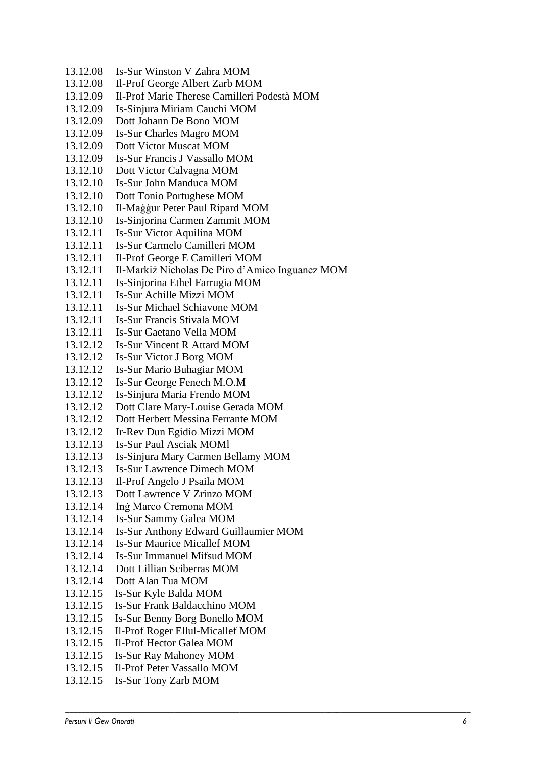13.12.08 Is-Sur Winston V Zahra MOM
13.12.08 Il-Prof George Albert Zarb MOM
13.12.09 Il-Prof Marie Therese Camilleri Podestà MOM
13.12.09 Is-Sinjura Miriam Cauchi MOM
13.12.09 Dott Johann De Bono MOM
13.12.09 Is-Sur Charles Magro MOM
13.12.09 Dott Victor Muscat MOM
13.12.09 Is-Sur Francis J Vassallo MOM
13.12.10 Dott Victor Calvagna MOM
13.12.10 Is-Sur John Manduca MOM
13.12.10 Dott Tonio Portughese MOM
13.12.10 Il-Maġġur Peter Paul Ripard MOM
13.12.10 Is-Sinjorina Carmen Zammit MOM
13.12.11 Is-Sur Victor Aquilina MOM
13.12.11 Is-Sur Carmelo Camilleri MOM
13.12.11 Il-Prof George E Camilleri MOM
13.12.11 Il-Markiż Nicholas De Piro d'Amico Inguanez MOM
13.12.11 Is-Sinjorina Ethel Farrugia MOM
13.12.11 Is-Sur Achille Mizzi MOM
13.12.11 Is-Sur Michael Schiavone MOM
13.12.11 Is-Sur Francis Stivala MOM
13.12.11 Is-Sur Gaetano Vella MOM
13.12.12 Is-Sur Vincent R Attard MOM
13.12.12 Is-Sur Victor J Borg MOM
13.12.12 Is-Sur Mario Buhagiar MOM
13.12.12 Is-Sur George Fenech M.O.M
13.12.12 Is-Sinjura Maria Frendo MOM
13.12.12 Dott Clare Mary-Louise Gerada MOM
13.12.12 Dott Herbert Messina Ferrante MOM
13.12.12 Ir-Rev Dun Egidio Mizzi MOM
13.12.13 Is-Sur Paul Asciak MOMl
13.12.13 Is-Sinjura Mary Carmen Bellamy MOM
13.12.13 Is-Sur Lawrence Dimech MOM
13.12.13 Il-Prof Angelo J Psaila MOM
13.12.13 Dott Lawrence V Zrinzo MOM
13.12.14 Inġ Marco Cremona MOM
13.12.14 Is-Sur Sammy Galea MOM
13.12.14 Is-Sur Anthony Edward Guillaumier MOM
13.12.14 Is-Sur Maurice Micallef MOM
13.12.14 Is-Sur Immanuel Mifsud MOM
13.12.14 Dott Lillian Sciberras MOM
13.12.14 Dott Alan Tua MOM
13.12.15 Is-Sur Kyle Balda MOM
13.12.15 Is-Sur Frank Baldacchino MOM
13.12.15 Is-Sur Benny Borg Bonello MOM
13.12.15 Il-Prof Roger Ellul-Micallef MOM
13.12.15 Il-Prof Hector Galea MOM
13.12.15 Is-Sur Ray Mahoney MOM
13.12.15 Il-Prof Peter Vassallo MOM
13.12.15 Is-Sur Tony Zarb MOM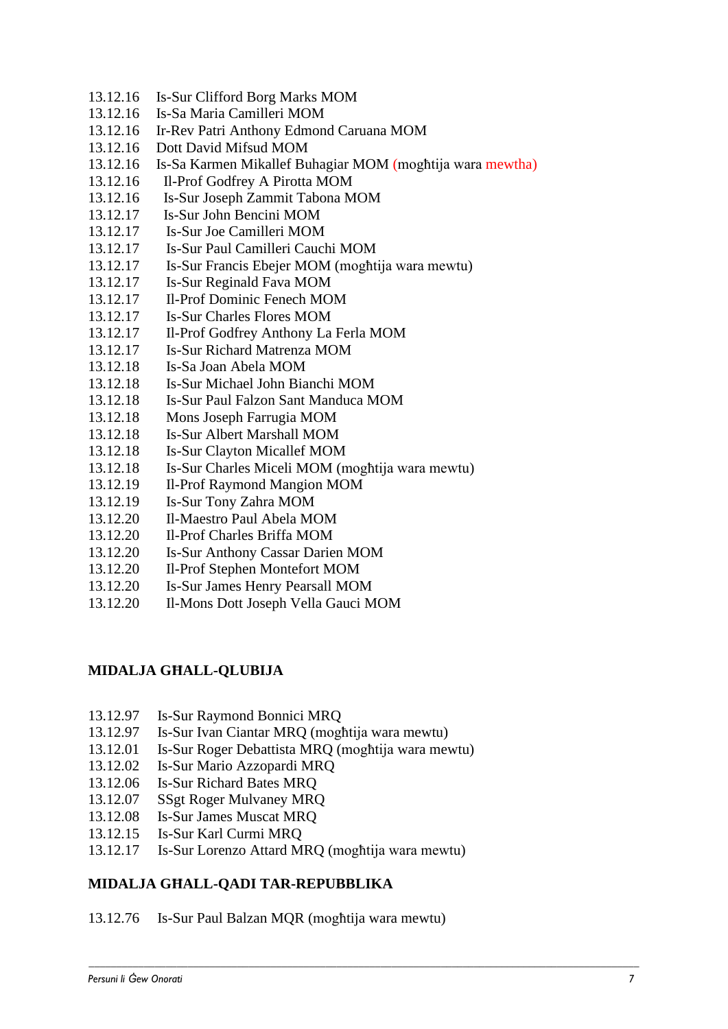13.12.16 Is-Sur Clifford Borg Marks MOM
13.12.16 Is-Sa Maria Camilleri MOM
13.12.16 Ir-Rev Patri Anthony Edmond Caruana MOM
13.12.16 Dott David Mifsud MOM
13.12.16 Is-Sa Karmen Mikallef Buhagiar MOM (mogħtija wara mewtha)
13.12.16 Il-Prof Godfrey A Pirotta MOM
13.12.16 Is-Sur Joseph Zammit Tabona MOM
13.12.17 Is-Sur John Bencini MOM
13.12.17 Is-Sur Joe Camilleri MOM
13.12.17 Is-Sur Paul Camilleri Cauchi MOM
13.12.17 Is-Sur Francis Ebejer MOM (mogħtija wara mewtu)
13.12.17 Is-Sur Reginald Fava MOM
13.12.17 Il-Prof Dominic Fenech MOM
13.12.17 Is-Sur Charles Flores MOM
13.12.17 Il-Prof Godfrey Anthony La Ferla MOM
13.12.17 Is-Sur Richard Matrenza MOM
13.12.18 Is-Sa Joan Abela MOM
13.12.18 Is-Sur Michael John Bianchi MOM
13.12.18 Is-Sur Paul Falzon Sant Manduca MOM
13.12.18 Mons Joseph Farrugia MOM
13.12.18 Is-Sur Albert Marshall MOM
13.12.18 Is-Sur Clayton Micallef MOM
13.12.18 Is-Sur Charles Miceli MOM (mogħtija wara mewtu)
13.12.19 Il-Prof Raymond Mangion MOM
13.12.19 Is-Sur Tony Zahra MOM
13.12.20 Il-Maestro Paul Abela MOM
13.12.20 Il-Prof Charles Briffa MOM
13.12.20 Is-Sur Anthony Cassar Darien MOM
13.12.20 Il-Prof Stephen Montefort MOM
13.12.20 Is-Sur James Henry Pearsall MOM
13.12.20 Il-Mons Dott Joseph Vella Gauci MOM

**MIDALJA GĦALL-QLUBIJA**

13.12.97 Is-Sur Raymond Bonnici MRQ
13.12.97 Is-Sur Ivan Ciantar MRQ (mogħtija wara mewtu)
13.12.01 Is-Sur Roger Debattista MRQ (mogħtija wara mewtu)
13.12.02 Is-Sur Mario Azzopardi MRQ
13.12.06 Is-Sur Richard Bates MRQ
13.12.07 SSgt Roger Mulvaney MRQ
13.12.08 Is-Sur James Muscat MRQ
13.12.15 Is-Sur Karl Curmi MRQ
13.12.17 Is-Sur Lorenzo Attard MRQ (mogħtija wara mewtu)

**MIDALJA GĦALL-QADI TAR-REPUBBLIKA**

13.12.76 Is-Sur Paul Balzan MQR (mogħtija wara mewtu)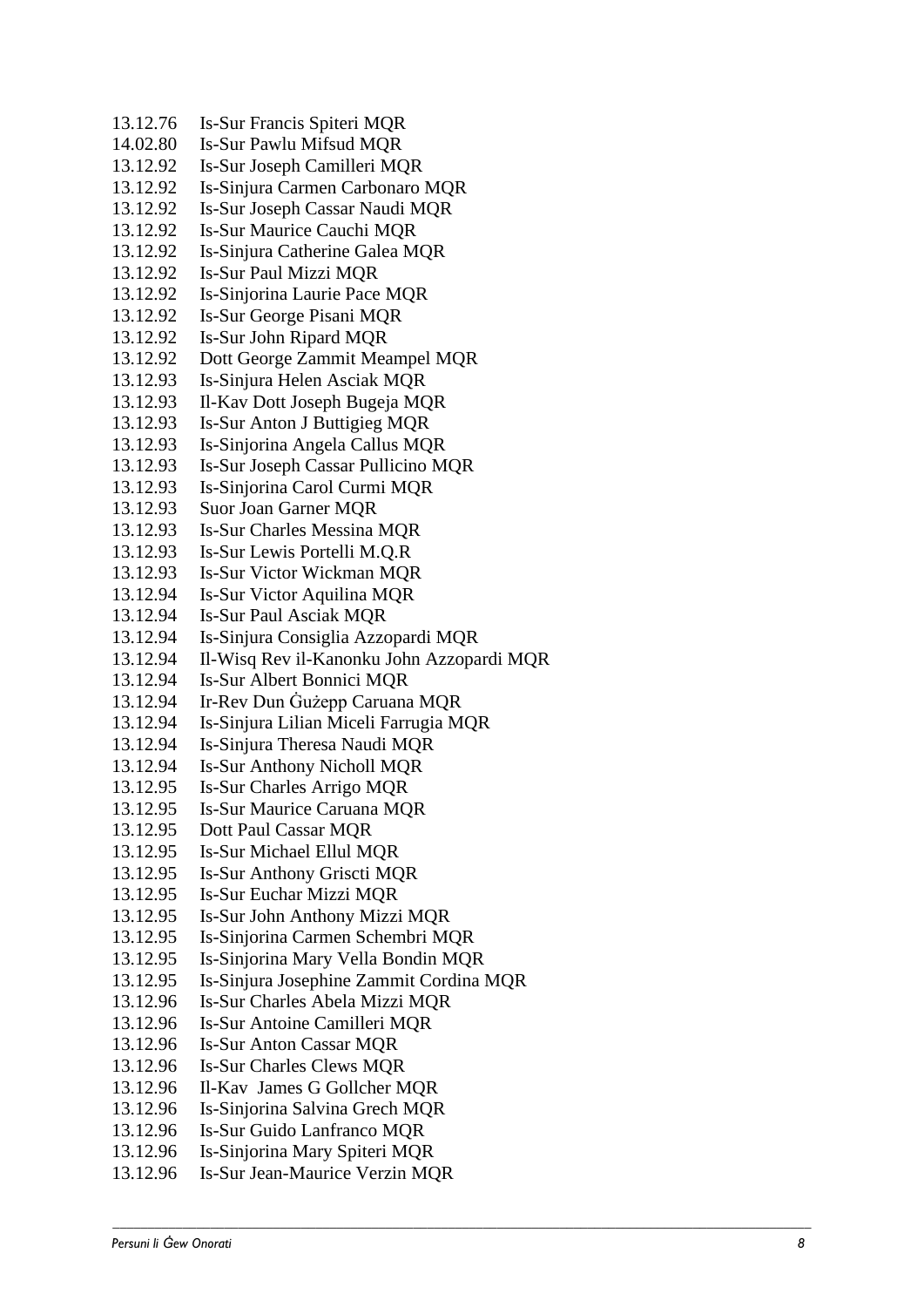13.12.76 Is-Sur Francis Spiteri MQR
14.02.80 Is-Sur Pawlu Mifsud MQR
13.12.92 Is-Sur Joseph Camilleri MQR
13.12.92 Is-Sinjura Carmen Carbonaro MQR
13.12.92 Is-Sur Joseph Cassar Naudi MQR
13.12.92 Is-Sur Maurice Cauchi MQR
13.12.92 Is-Sinjura Catherine Galea MQR
13.12.92 Is-Sur Paul Mizzi MQR
13.12.92 Is-Sinjorina Laurie Pace MQR
13.12.92 Is-Sur George Pisani MQR
13.12.92 Is-Sur John Ripard MQR
13.12.92 Dott George Zammit Meampel MQR
13.12.93 Is-Sinjura Helen Asciak MQR
13.12.93 Il-Kav Dott Joseph Bugeja MQR
13.12.93 Is-Sur Anton J Buttigieg MQR
13.12.93 Is-Sinjorina Angela Callus MQR
13.12.93 Is-Sur Joseph Cassar Pullicino MQR
13.12.93 Is-Sinjorina Carol Curmi MQR
13.12.93 Suor Joan Garner MQR
13.12.93 Is-Sur Charles Messina MQR
13.12.93 Is-Sur Lewis Portelli M.Q.R
13.12.93 Is-Sur Victor Wickman MQR
13.12.94 Is-Sur Victor Aquilina MQR
13.12.94 Is-Sur Paul Asciak MQR
13.12.94 Is-Sinjura Consiglia Azzopardi MQR
13.12.94 Il-Wisq Rev il-Kanonku John Azzopardi MQR
13.12.94 Is-Sur Albert Bonnici MQR
13.12.94 Ir-Rev Dun Ġużepp Caruana MQR
13.12.94 Is-Sinjura Lilian Miceli Farrugia MQR
13.12.94 Is-Sinjura Theresa Naudi MQR
13.12.94 Is-Sur Anthony Nicholl MQR
13.12.95 Is-Sur Charles Arrigo MQR
13.12.95 Is-Sur Maurice Caruana MQR
13.12.95 Dott Paul Cassar MQR
13.12.95 Is-Sur Michael Ellul MQR
13.12.95 Is-Sur Anthony Griscti MQR
13.12.95 Is-Sur Euchar Mizzi MQR
13.12.95 Is-Sur John Anthony Mizzi MQR
13.12.95 Is-Sinjorina Carmen Schembri MQR
13.12.95 Is-Sinjorina Mary Vella Bondin MQR
13.12.95 Is-Sinjura Josephine Zammit Cordina MQR
13.12.96 Is-Sur Charles Abela Mizzi MQR
13.12.96 Is-Sur Antoine Camilleri MQR
13.12.96 Is-Sur Anton Cassar MQR
13.12.96 Is-Sur Charles Clews MQR
13.12.96 Il-Kav James G Gollcher MQR
13.12.96 Is-Sinjorina Salvina Grech MQR
13.12.96 Is-Sur Guido Lanfranco MQR
13.12.96 Is-Sinjorina Mary Spiteri MQR
13.12.96 Is-Sur Jean-Maurice Verzin MQR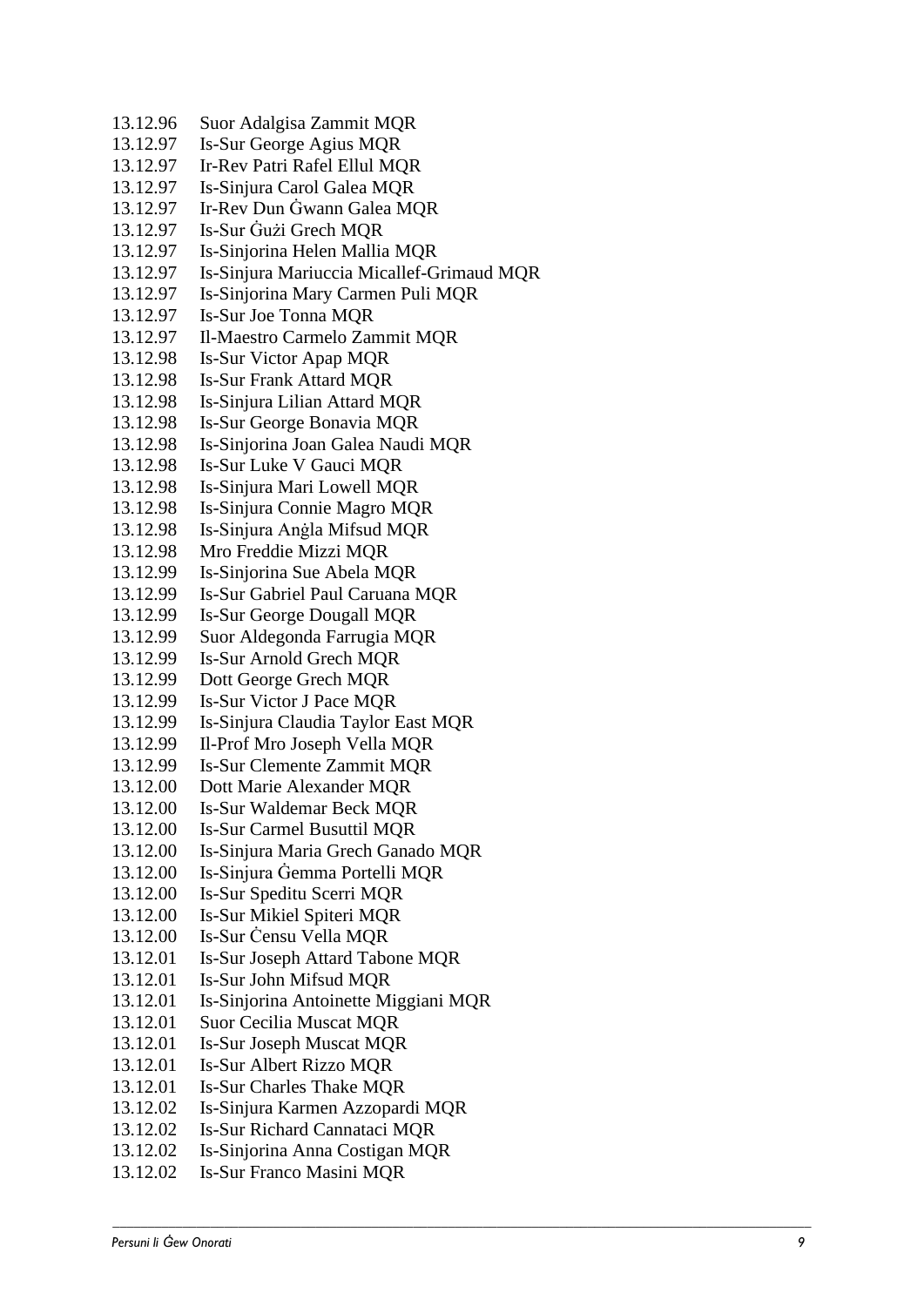13.12.96 Suor Adalgisa Zammit MQR
13.12.97 Is-Sur George Agius MQR
13.12.97 Ir-Rev Patri Rafel Ellul MQR
13.12.97 Is-Sinjura Carol Galea MQR
13.12.97 Ir-Rev Dun Ġwann Galea MQR
13.12.97 Is-Sur Ġużi Grech MQR
13.12.97 Is-Sinjorina Helen Mallia MQR
13.12.97 Is-Sinjura Mariuccia Micallef-Grimaud MQR
13.12.97 Is-Sinjorina Mary Carmen Puli MQR
13.12.97 Is-Sur Joe Tonna MQR
13.12.97 Il-Maestro Carmelo Zammit MQR
13.12.98 Is-Sur Victor Apap MQR
13.12.98 Is-Sur Frank Attard MQR
13.12.98 Is-Sinjura Lilian Attard MQR
13.12.98 Is-Sur George Bonavia MQR
13.12.98 Is-Sinjorina Joan Galea Naudi MQR
13.12.98 Is-Sur Luke V Gauci MQR
13.12.98 Is-Sinjura Mari Lowell MQR
13.12.98 Is-Sinjura Connie Magro MQR
13.12.98 Is-Sinjura Anġla Mifsud MQR
13.12.98 Mro Freddie Mizzi MQR
13.12.99 Is-Sinjorina Sue Abela MQR
13.12.99 Is-Sur Gabriel Paul Caruana MQR
13.12.99 Is-Sur George Dougall MQR
13.12.99 Suor Aldegonda Farrugia MQR
13.12.99 Is-Sur Arnold Grech MQR
13.12.99 Dott George Grech MQR
13.12.99 Is-Sur Victor J Pace MQR
13.12.99 Is-Sinjura Claudia Taylor East MQR
13.12.99 Il-Prof Mro Joseph Vella MQR
13.12.99 Is-Sur Clemente Zammit MQR
13.12.00 Dott Marie Alexander MQR
13.12.00 Is-Sur Waldemar Beck MQR
13.12.00 Is-Sur Carmel Busuttil MQR
13.12.00 Is-Sinjura Maria Grech Ganado MQR
13.12.00 Is-Sinjura Ġemma Portelli MQR
13.12.00 Is-Sur Speditu Scerri MQR
13.12.00 Is-Sur Mikiel Spiteri MQR
13.12.00 Is-Sur Ċensu Vella MQR
13.12.01 Is-Sur Joseph Attard Tabone MQR
13.12.01 Is-Sur John Mifsud MQR
13.12.01 Is-Sinjorina Antoinette Miggiani MQR
13.12.01 Suor Cecilia Muscat MQR
13.12.01 Is-Sur Joseph Muscat MQR
13.12.01 Is-Sur Albert Rizzo MQR
13.12.01 Is-Sur Charles Thake MQR
13.12.02 Is-Sinjura Karmen Azzopardi MQR
13.12.02 Is-Sur Richard Cannataci MQR
13.12.02 Is-Sinjorina Anna Costigan MQR
13.12.02 Is-Sur Franco Masini MQR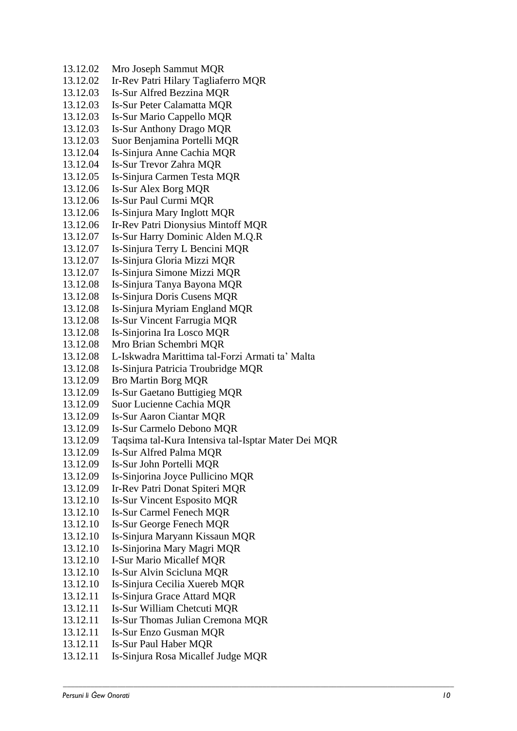13.12.02 Mro Joseph Sammut MQR
13.12.02 Ir-Rev Patri Hilary Tagliaferro MQR
13.12.03 Is-Sur Alfred Bezzina MQR
13.12.03 Is-Sur Peter Calamatta MQR
13.12.03 Is-Sur Mario Cappello MQR
13.12.03 Is-Sur Anthony Drago MQR
13.12.03 Suor Benjamina Portelli MQR
13.12.04 Is-Sinjura Anne Cachia MQR
13.12.04 Is-Sur Trevor Zahra MQR
13.12.05 Is-Sinjura Carmen Testa MQR
13.12.06 Is-Sur Alex Borg MQR
13.12.06 Is-Sur Paul Curmi MQR
13.12.06 Is-Sinjura Mary Inglott MQR
13.12.06 Ir-Rev Patri Dionysius Mintoff MQR
13.12.07 Is-Sur Harry Dominic Alden M.Q.R
13.12.07 Is-Sinjura Terry L Bencini MQR
13.12.07 Is-Sinjura Gloria Mizzi MQR
13.12.07 Is-Sinjura Simone Mizzi MQR
13.12.08 Is-Sinjura Tanya Bayona MQR
13.12.08 Is-Sinjura Doris Cusens MQR
13.12.08 Is-Sinjura Myriam England MQR
13.12.08 Is-Sur Vincent Farrugia MQR
13.12.08 Is-Sinjorina Ira Losco MQR
13.12.08 Mro Brian Schembri MQR
13.12.08 L-Iskwadra Marittima tal-Forzi Armati ta' Malta
13.12.08 Is-Sinjura Patricia Troubridge MQR
13.12.09 Bro Martin Borg MQR
13.12.09 Is-Sur Gaetano Buttigieg MQR
13.12.09 Suor Lucienne Cachia MQR
13.12.09 Is-Sur Aaron Ciantar MQR
13.12.09 Is-Sur Carmelo Debono MQR
13.12.09 Taqsima tal-Kura Intensiva tal-Isptar Mater Dei MQR
13.12.09 Is-Sur Alfred Palma MQR
13.12.09 Is-Sur John Portelli MQR
13.12.09 Is-Sinjorina Joyce Pullicino MQR
13.12.09 Ir-Rev Patri Donat Spiteri MQR
13.12.10 Is-Sur Vincent Esposito MQR
13.12.10 Is-Sur Carmel Fenech MQR
13.12.10 Is-Sur George Fenech MQR
13.12.10 Is-Sinjura Maryann Kissaun MQR
13.12.10 Is-Sinjorina Mary Magri MQR
13.12.10 I-Sur Mario Micallef MQR
13.12.10 Is-Sur Alvin Scicluna MQR
13.12.10 Is-Sinjura Cecilia Xuereb MQR
13.12.11 Is-Sinjura Grace Attard MQR
13.12.11 Is-Sur William Chetcuti MQR
13.12.11 Is-Sur Thomas Julian Cremona MQR
13.12.11 Is-Sur Enzo Gusman MQR
13.12.11 Is-Sur Paul Haber MQR
13.12.11 Is-Sinjura Rosa Micallef Judge MQR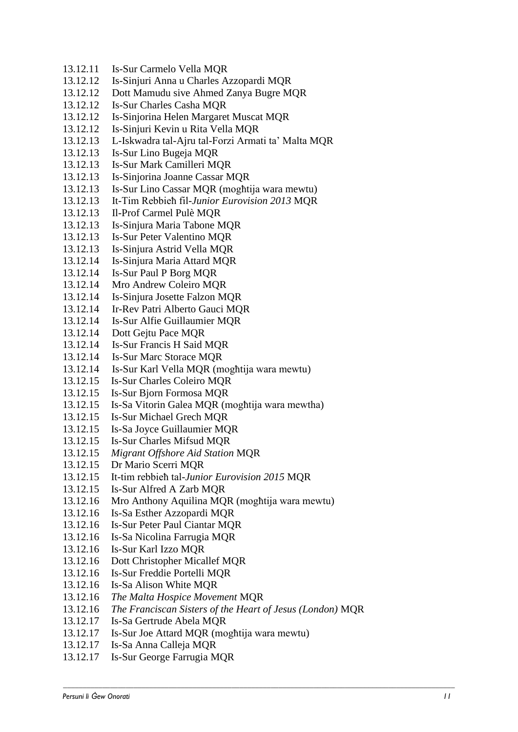13.12.11 Is-Sur Carmelo Vella MQR
13.12.12 Is-Sinjuri Anna u Charles Azzopardi MQR
13.12.12 Dott Mamudu sive Ahmed Zanya Bugre MQR
13.12.12 Is-Sur Charles Casha MQR
13.12.12 Is-Sinjorina Helen Margaret Muscat MQR
13.12.12 Is-Sinjuri Kevin u Rita Vella MQR
13.12.13 L-Iskwadra tal-Ajru tal-Forzi Armati ta' Malta MQR
13.12.13 Is-Sur Lino Bugeja MQR
13.12.13 Is-Sur Mark Camilleri MQR
13.12.13 Is-Sinjorina Joanne Cassar MQR
13.12.13 Is-Sur Lino Cassar MQR (mogħtija wara mewtu)
13.12.13 It-Tim Rebbieħ fil-*Junior Eurovision 2013* MQR
13.12.13 Il-Prof Carmel Pulè MQR
13.12.13 Is-Sinjura Maria Tabone MQR
13.12.13 Is-Sur Peter Valentino MQR
13.12.13 Is-Sinjura Astrid Vella MQR
13.12.14 Is-Sinjura Maria Attard MQR
13.12.14 Is-Sur Paul P Borg MQR
13.12.14 Mro Andrew Coleiro MQR
13.12.14 Is-Sinjura Josette Falzon MQR
13.12.14 Ir-Rev Patri Alberto Gauci MQR
13.12.14 Is-Sur Alfie Guillaumier MQR
13.12.14 Dott Gejtu Pace MQR
13.12.14 Is-Sur Francis H Said MQR
13.12.14 Is-Sur Marc Storace MQR
13.12.14 Is-Sur Karl Vella MQR (mogħtija wara mewtu)
13.12.15 Is-Sur Charles Coleiro MQR
13.12.15 Is-Sur Bjorn Formosa MQR
13.12.15 Is-Sa Vitorin Galea MQR (mogħtija wara mewtha)
13.12.15 Is-Sur Michael Grech MQR
13.12.15 Is-Sa Joyce Guillaumier MQR
13.12.15 Is-Sur Charles Mifsud MQR
13.12.15 *Migrant Offshore Aid Station* MQR
13.12.15 Dr Mario Scerri MQR
13.12.15 It-tim rebbieħ tal-*Junior Eurovision 2015* MQR
13.12.15 Is-Sur Alfred A Zarb MQR
13.12.16 Mro Anthony Aquilina MQR (mogħtija wara mewtu)
13.12.16 Is-Sa Esther Azzopardi MQR
13.12.16 Is-Sur Peter Paul Ciantar MQR
13.12.16 Is-Sa Nicolina Farrugia MQR
13.12.16 Is-Sur Karl Izzo MQR
13.12.16 Dott Christopher Micallef MQR
13.12.16 Is-Sur Freddie Portelli MQR
13.12.16 Is-Sa Alison White MQR
13.12.16 *The Malta Hospice Movement* MQR
13.12.16 *The Franciscan Sisters of the Heart of Jesus (London)* MQR
13.12.17 Is-Sa Gertrude Abela MQR
13.12.17 Is-Sur Joe Attard MQR (mogħtija wara mewtu)
13.12.17 Is-Sa Anna Calleja MQR
13.12.17 Is-Sur George Farrugia MQR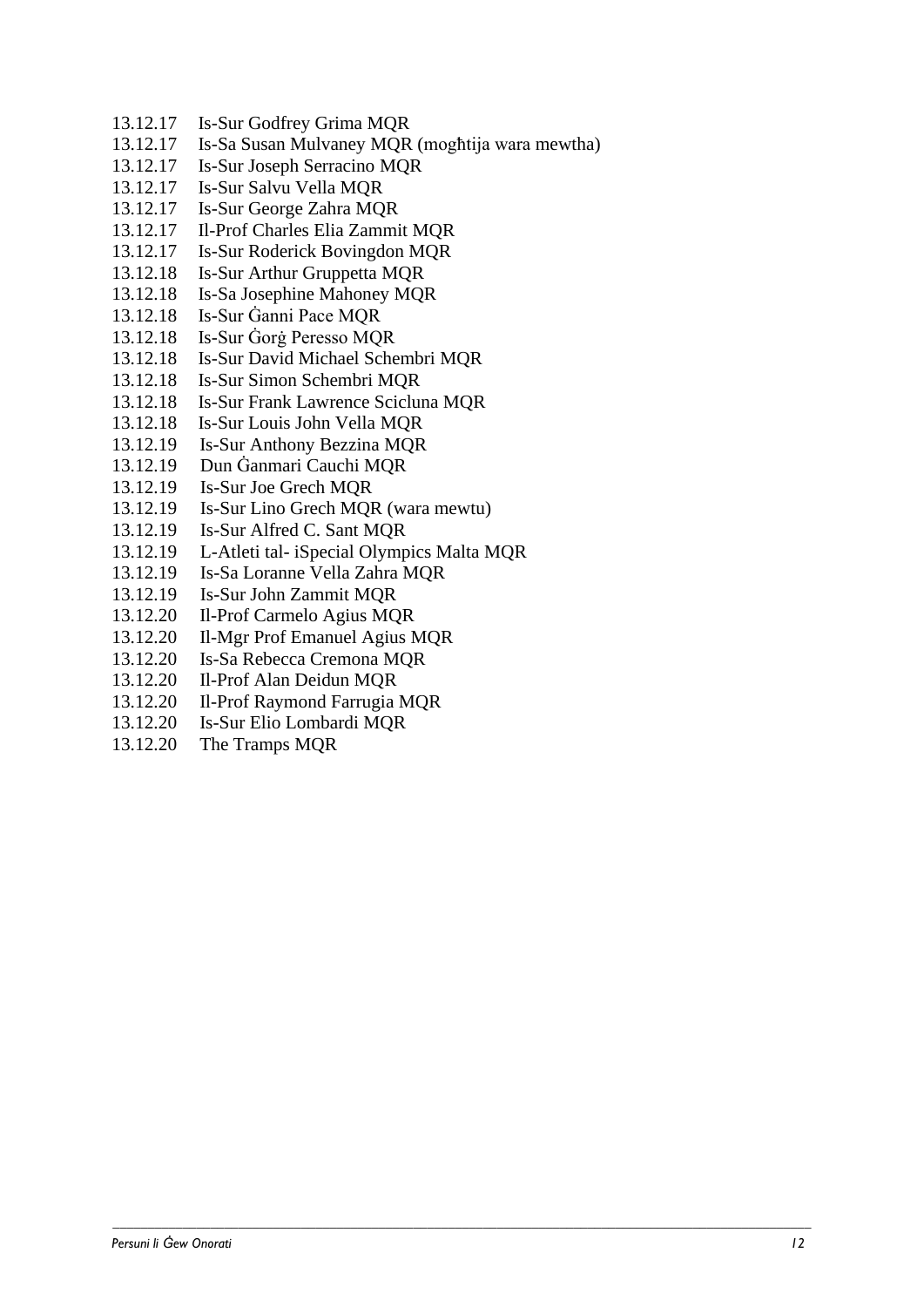13.12.17 Is-Sur Godfrey Grima MQR
13.12.17 Is-Sa Susan Mulvaney MQR (mogħtija wara mewtha)
13.12.17 Is-Sur Joseph Serracino MQR
13.12.17 Is-Sur Salvu Vella MQR
13.12.17 Is-Sur George Zahra MQR
13.12.17 Il-Prof Charles Elia Zammit MQR
13.12.17 Is-Sur Roderick Bovingdon MQR
13.12.18 Is-Sur Arthur Gruppetta MQR
13.12.18 Is-Sa Josephine Mahoney MQR
13.12.18 Is-Sur Ġanni Pace MQR
13.12.18 Is-Sur Ġorġ Peresso MQR
13.12.18 Is-Sur David Michael Schembri MQR
13.12.18 Is-Sur Simon Schembri MQR
13.12.18 Is-Sur Frank Lawrence Scicluna MQR
13.12.18 Is-Sur Louis John Vella MQR
13.12.19 Is-Sur Anthony Bezzina MQR
13.12.19 Dun Ġanmari Cauchi MQR
13.12.19 Is-Sur Joe Grech MQR
13.12.19 Is-Sur Lino Grech MQR (wara mewtu)
13.12.19 Is-Sur Alfred C. Sant MQR
13.12.19 L-Atleti tal- iSpecial Olympics Malta MQR
13.12.19 Is-Sa Loranne Vella Zahra MQR
13.12.19 Is-Sur John Zammit MQR
13.12.20 Il-Prof Carmelo Agius MQR
13.12.20 Il-Mgr Prof Emanuel Agius MQR
13.12.20 Is-Sa Rebecca Cremona MQR
13.12.20 Il-Prof Alan Deidun MQR
13.12.20 Il-Prof Raymond Farrugia MQR
13.12.20 Is-Sur Elio Lombardi MQR
13.12.20 The Tramps MQR